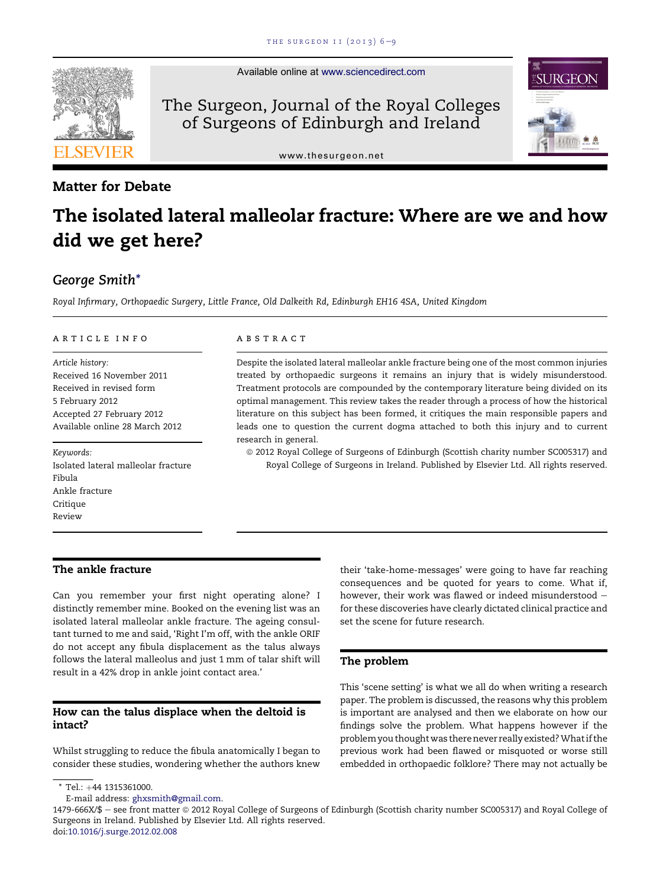Available online at www.sciencedirect.com

The Surgeon, Journal of the Royal Colleges of Surgeons of Edinburgh and Ireland

www.thesurgeon.net

## Matter for Debate

# The isolated lateral malleolar fracture: Where are we and how did we get here?

*George Smith**

*Royal Infirmary, Orthopaedic Surgery, Little France, Old Dalkeith Rd, Edinburgh EH16 4SA, United Kingdom*

**ARTICLE INFO**

*Article history:*
Received 16 November 2011
Received in revised form
5 February 2012
Accepted 27 February 2012
Available online 28 March 2012

*Keywords:*
Isolated lateral malleolar fracture
Fibula
Ankle fracture
Critique
Review

**ABSTRACT**

Despite the isolated lateral malleolar ankle fracture being one of the most common injuries treated by orthopaedic surgeons it remains an injury that is widely misunderstood. Treatment protocols are compounded by the contemporary literature being divided on its optimal management. This review takes the reader through a process of how the historical literature on this subject has been formed, it critiques the main responsible papers and leads one to question the current dogma attached to both this injury and to current research in general.

© 2012 Royal College of Surgeons of Edinburgh (Scottish charity number SC005317) and Royal College of Surgeons in Ireland. Published by Elsevier Ltd. All rights reserved.

## The ankle fracture

Can you remember your first night operating alone? I distinctly remember mine. Booked on the evening list was an isolated lateral malleolar ankle fracture. The ageing consultant turned to me and said, 'Right I'm off, with the ankle ORIF do not accept any fibula displacement as the talus always follows the lateral malleolus and just 1 mm of talar shift will result in a 42% drop in ankle joint contact area.'

## How can the talus displace when the deltoid is intact?

Whilst struggling to reduce the fibula anatomically I began to consider these studies, wondering whether the authors knew their 'take-home-messages' were going to have far reaching consequences and be quoted for years to come. What if, however, their work was flawed or indeed misunderstood – for these discoveries have clearly dictated clinical practice and set the scene for future research.

## The problem

This 'scene setting' is what we all do when writing a research paper. The problem is discussed, the reasons why this problem is important are analysed and then we elaborate on how our findings solve the problem. What happens however if the problem you thought was there never really existed? What if the previous work had been flawed or misquoted or worse still embedded in orthopaedic folklore? There may not actually be

\* Tel.: +44 1315361000.
E-mail address: ghxsmith@gmail.com.

1479-666X/$ – see front matter © 2012 Royal College of Surgeons of Edinburgh (Scottish charity number SC005317) and Royal College of Surgeons in Ireland. Published by Elsevier Ltd. All rights reserved.
doi:10.1016/j.surge.2012.02.008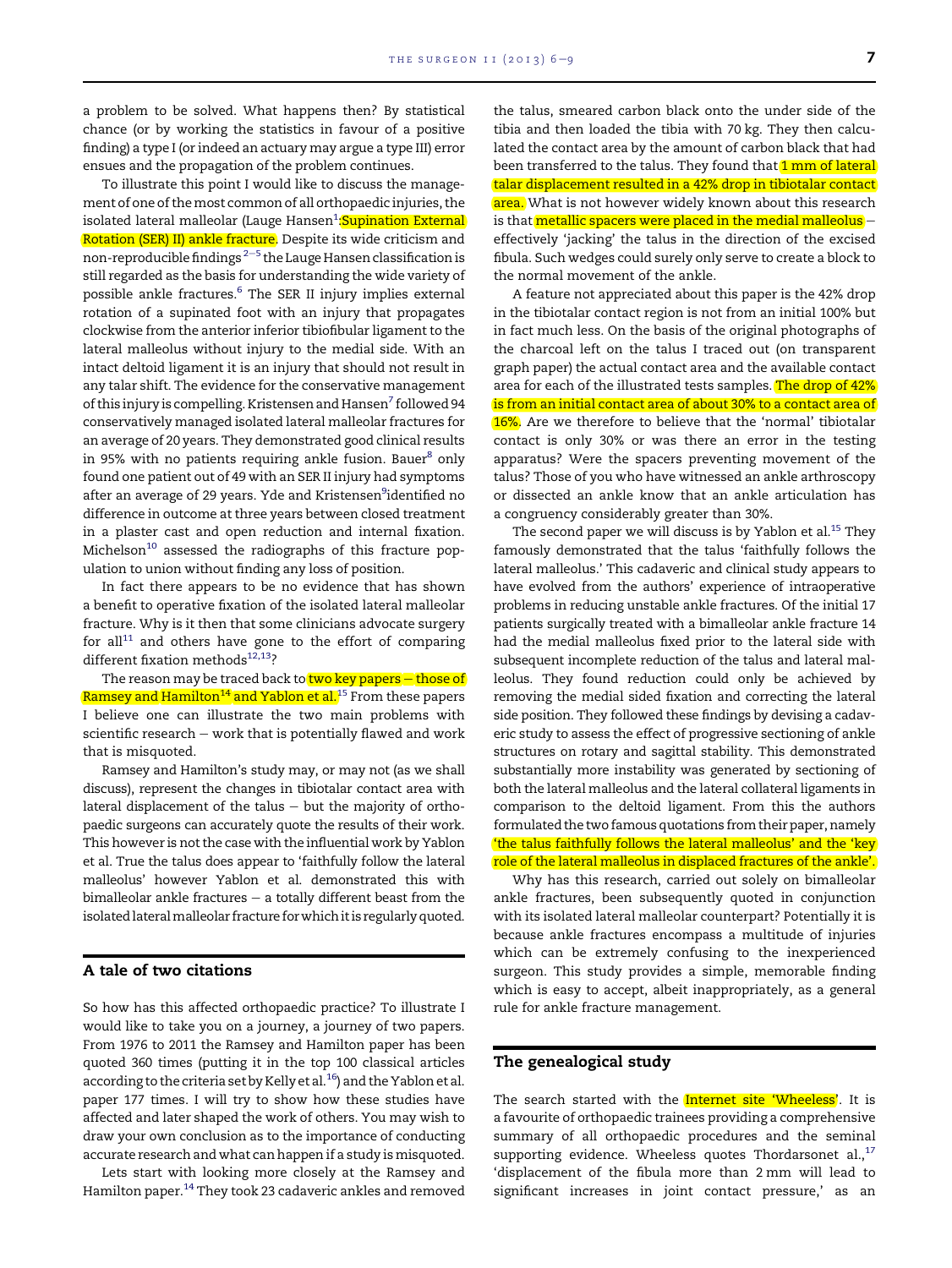a problem to be solved. What happens then? By statistical chance (or by working the statistics in favour of a positive finding) a type I (or indeed an actuary may argue a type III) error ensues and the propagation of the problem continues.

To illustrate this point I would like to discuss the management of one of the most common of all orthopaedic injuries, the isolated lateral malleolar (Lauge Hansen[1]: Supination External Rotation (SER) II) ankle fracture. Despite its wide criticism and non-reproducible findings[2–5] the Lauge Hansen classification is still regarded as the basis for understanding the wide variety of possible ankle fractures.[6] The SER II injury implies external rotation of a supinated foot with an injury that propagates clockwise from the anterior inferior tibiofibular ligament to the lateral malleolus without injury to the medial side. With an intact deltoid ligament it is an injury that should not result in any talar shift. The evidence for the conservative management of this injury is compelling. Kristensen and Hansen[7] followed 94 conservatively managed isolated lateral malleolar fractures for an average of 20 years. They demonstrated good clinical results in 95% with no patients requiring ankle fusion. Bauer[8] only found one patient out of 49 with an SER II injury had symptoms after an average of 29 years. Yde and Kristensen[9] identified no difference in outcome at three years between closed treatment in a plaster cast and open reduction and internal fixation. Michelson[10] assessed the radiographs of this fracture population to union without finding any loss of position.

In fact there appears to be no evidence that has shown a benefit to operative fixation of the isolated lateral malleolar fracture. Why is it then that some clinicians advocate surgery for all[11] and others have gone to the effort of comparing different fixation methods[12,13]?

The reason may be traced back to two key papers – those of Ramsey and Hamilton[14] and Yablon et al.[15] From these papers I believe one can illustrate the two main problems with scientific research – work that is potentially flawed and work that is misquoted.

Ramsey and Hamilton's study may, or may not (as we shall discuss), represent the changes in tibiotalar contact area with lateral displacement of the talus – but the majority of orthopaedic surgeons can accurately quote the results of their work. This however is not the case with the influential work by Yablon et al. True the talus does appear to 'faithfully follow the lateral malleolus' however Yablon et al. demonstrated this with bimalleolar ankle fractures – a totally different beast from the isolated lateral malleolar fracture for which it is regularly quoted.

## A tale of two citations

So how has this affected orthopaedic practice? To illustrate I would like to take you on a journey, a journey of two papers. From 1976 to 2011 the Ramsey and Hamilton paper has been quoted 360 times (putting it in the top 100 classical articles according to the criteria set by Kelly et al.[16]) and the Yablon et al. paper 177 times. I will try to show how these studies have affected and later shaped the work of others. You may wish to draw your own conclusion as to the importance of conducting accurate research and what can happen if a study is misquoted.

Lets start with looking more closely at the Ramsey and Hamilton paper.[14] They took 23 cadaveric ankles and removed the talus, smeared carbon black onto the under side of the tibia and then loaded the tibia with 70 kg. They then calculated the contact area by the amount of carbon black that had been transferred to the talus. They found that 1 mm of lateral talar displacement resulted in a 42% drop in tibiotalar contact area. What is not however widely known about this research is that metallic spacers were placed in the medial malleolus – effectively 'jacking' the talus in the direction of the excised fibula. Such wedges could surely only serve to create a block to the normal movement of the ankle.

A feature not appreciated about this paper is the 42% drop in the tibiotalar contact region is not from an initial 100% but in fact much less. On the basis of the original photographs of the charcoal left on the talus I traced out (on transparent graph paper) the actual contact area and the available contact area for each of the illustrated tests samples. The drop of 42% is from an initial contact area of about 30% to a contact area of 16%. Are we therefore to believe that the 'normal' tibiotalar contact is only 30% or was there an error in the testing apparatus? Were the spacers preventing movement of the talus? Those of you who have witnessed an ankle arthroscopy or dissected an ankle know that an ankle articulation has a congruency considerably greater than 30%.

The second paper we will discuss is by Yablon et al.[15] They famously demonstrated that the talus 'faithfully follows the lateral malleolus.' This cadaveric and clinical study appears to have evolved from the authors' experience of intraoperative problems in reducing unstable ankle fractures. Of the initial 17 patients surgically treated with a bimalleolar ankle fracture 14 had the medial malleolus fixed prior to the lateral side with subsequent incomplete reduction of the talus and lateral malleolus. They found reduction could only be achieved by removing the medial sided fixation and correcting the lateral side position. They followed these findings by devising a cadaveric study to assess the effect of progressive sectioning of ankle structures on rotary and sagittal stability. This demonstrated substantially more instability was generated by sectioning of both the lateral malleolus and the lateral collateral ligaments in comparison to the deltoid ligament. From this the authors formulated the two famous quotations from their paper, namely 'the talus faithfully follows the lateral malleolus' and the 'key role of the lateral malleolus in displaced fractures of the ankle'.

Why has this research, carried out solely on bimalleolar ankle fractures, been subsequently quoted in conjunction with its isolated lateral malleolar counterpart? Potentially it is because ankle fractures encompass a multitude of injuries which can be extremely confusing to the inexperienced surgeon. This study provides a simple, memorable finding which is easy to accept, albeit inappropriately, as a general rule for ankle fracture management.

## The genealogical study

The search started with the Internet site 'Wheeless'. It is a favourite of orthopaedic trainees providing a comprehensive summary of all orthopaedic procedures and the seminal supporting evidence. Wheeless quotes Thordarson et al.,[17] 'displacement of the fibula more than 2 mm will lead to significant increases in joint contact pressure,' as an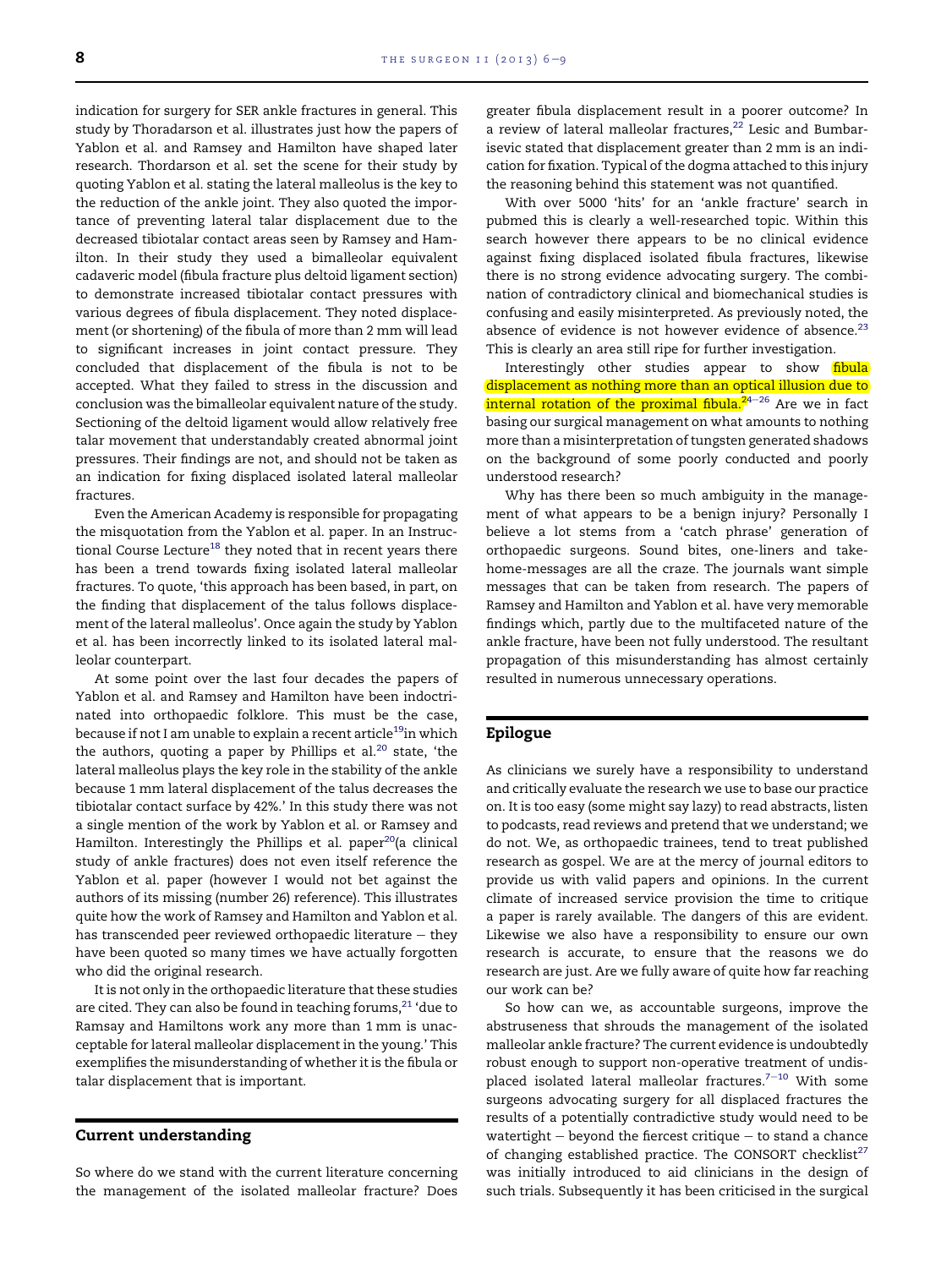indication for surgery for SER ankle fractures in general. This study by Thoradarson et al. illustrates just how the papers of Yablon et al. and Ramsey and Hamilton have shaped later research. Thordarson et al. set the scene for their study by quoting Yablon et al. stating the lateral malleolus is the key to the reduction of the ankle joint. They also quoted the importance of preventing lateral talar displacement due to the decreased tibiotalar contact areas seen by Ramsey and Hamilton. In their study they used a bimalleolar equivalent cadaveric model (fibula fracture plus deltoid ligament section) to demonstrate increased tibiotalar contact pressures with various degrees of fibula displacement. They noted displacement (or shortening) of the fibula of more than 2 mm will lead to significant increases in joint contact pressure. They concluded that displacement of the fibula is not to be accepted. What they failed to stress in the discussion and conclusion was the bimalleolar equivalent nature of the study. Sectioning of the deltoid ligament would allow relatively free talar movement that understandably created abnormal joint pressures. Their findings are not, and should not be taken as an indication for fixing displaced isolated lateral malleolar fractures.

Even the American Academy is responsible for propagating the misquotation from the Yablon et al. paper. In an Instructional Course Lecture[18] they noted that in recent years there has been a trend towards fixing isolated lateral malleolar fractures. To quote, 'this approach has been based, in part, on the finding that displacement of the talus follows displacement of the lateral malleolus'. Once again the study by Yablon et al. has been incorrectly linked to its isolated lateral malleolar counterpart.

At some point over the last four decades the papers of Yablon et al. and Ramsey and Hamilton have been indoctrinated into orthopaedic folklore. This must be the case, because if not I am unable to explain a recent article[19] in which the authors, quoting a paper by Phillips et al.[20] state, 'the lateral malleolus plays the key role in the stability of the ankle because 1 mm lateral displacement of the talus decreases the tibiotalar contact surface by 42%.' In this study there was not a single mention of the work by Yablon et al. or Ramsey and Hamilton. Interestingly the Phillips et al. paper[20] (a clinical study of ankle fractures) does not even itself reference the Yablon et al. paper (however I would not bet against the authors of its missing (number 26) reference). This illustrates quite how the work of Ramsey and Hamilton and Yablon et al. has transcended peer reviewed orthopaedic literature – they have been quoted so many times we have actually forgotten who did the original research.

It is not only in the orthopaedic literature that these studies are cited. They can also be found in teaching forums,[21] 'due to Ramsay and Hamiltons work any more than 1 mm is unacceptable for lateral malleolar displacement in the young.' This exemplifies the misunderstanding of whether it is the fibula or talar displacement that is important.

## Current understanding

So where do we stand with the current literature concerning the management of the isolated malleolar fracture? Does greater fibula displacement result in a poorer outcome? In a review of lateral malleolar fractures,[22] Lesic and Bumbarisevic stated that displacement greater than 2 mm is an indication for fixation. Typical of the dogma attached to this injury the reasoning behind this statement was not quantified.

With over 5000 'hits' for an 'ankle fracture' search in pubmed this is clearly a well-researched topic. Within this search however there appears to be no clinical evidence against fixing displaced isolated fibula fractures, likewise there is no strong evidence advocating surgery. The combination of contradictory clinical and biomechanical studies is confusing and easily misinterpreted. As previously noted, the absence of evidence is not however evidence of absence.[23] This is clearly an area still ripe for further investigation.

Interestingly other studies appear to show fibula displacement as nothing more than an optical illusion due to internal rotation of the proximal fibula.[24–26] Are we in fact basing our surgical management on what amounts to nothing more than a misinterpretation of tungsten generated shadows on the background of some poorly conducted and poorly understood research?

Why has there been so much ambiguity in the management of what appears to be a benign injury? Personally I believe a lot stems from a 'catch phrase' generation of orthopaedic surgeons. Sound bites, one-liners and take-home-messages are all the craze. The journals want simple messages that can be taken from research. The papers of Ramsey and Hamilton and Yablon et al. have very memorable findings which, partly due to the multifaceted nature of the ankle fracture, have been not fully understood. The resultant propagation of this misunderstanding has almost certainly resulted in numerous unnecessary operations.

## Epilogue

As clinicians we surely have a responsibility to understand and critically evaluate the research we use to base our practice on. It is too easy (some might say lazy) to read abstracts, listen to podcasts, read reviews and pretend that we understand; we do not. We, as orthopaedic trainees, tend to treat published research as gospel. We are at the mercy of journal editors to provide us with valid papers and opinions. In the current climate of increased service provision the time to critique a paper is rarely available. The dangers of this are evident. Likewise we also have a responsibility to ensure our own research is accurate, to ensure that the reasons we do research are just. Are we fully aware of quite how far reaching our work can be?

So how can we, as accountable surgeons, improve the abstruseness that shrouds the management of the isolated malleolar ankle fracture? The current evidence is undoubtedly robust enough to support non-operative treatment of undisplaced isolated lateral malleolar fractures.[7–10] With some surgeons advocating surgery for all displaced fractures the results of a potentially contradictive study would need to be watertight – beyond the fiercest critique – to stand a chance of changing established practice. The CONSORT checklist[27] was initially introduced to aid clinicians in the design of such trials. Subsequently it has been criticised in the surgical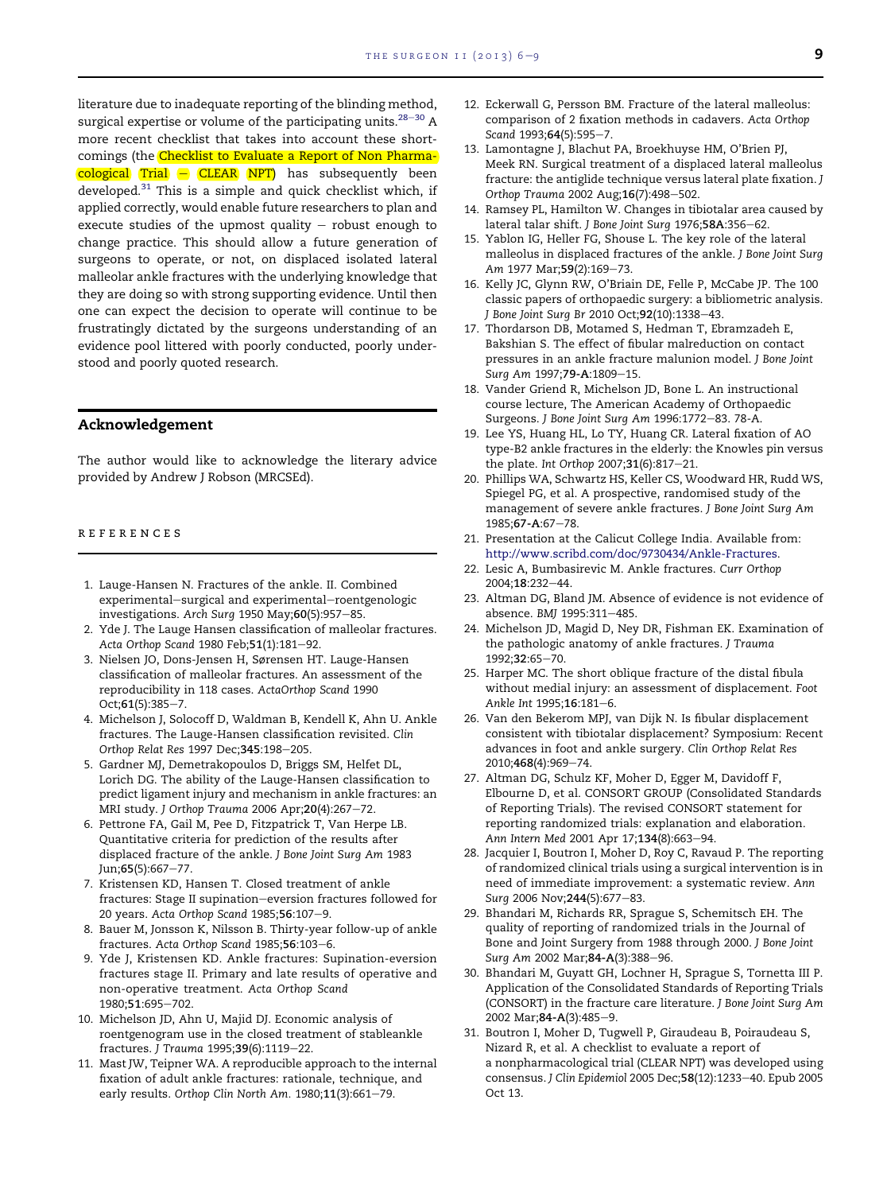literature due to inadequate reporting of the blinding method, surgical expertise or volume of the participating units.[28–30] A more recent checklist that takes into account these shortcomings (the Checklist to Evaluate a Report of Non Pharmacological Trial – CLEAR NPT) has subsequently been developed.[31] This is a simple and quick checklist which, if applied correctly, would enable future researchers to plan and execute studies of the upmost quality – robust enough to change practice. This should allow a future generation of surgeons to operate, or not, on displaced isolated lateral malleolar ankle fractures with the underlying knowledge that they are doing so with strong supporting evidence. Until then one can expect the decision to operate will continue to be frustratingly dictated by the surgeons understanding of an evidence pool littered with poorly conducted, poorly understood and poorly quoted research.

## Acknowledgement

The author would like to acknowledge the literary advice provided by Andrew J Robson (MRCSEd).

## REFERENCES

1. Lauge-Hansen N. Fractures of the ankle. II. Combined experimental–surgical and experimental–roentgenologic investigations. *Arch Surg* 1950 May;**60**(5):957–85.
2. Yde J. The Lauge Hansen classification of malleolar fractures. *Acta Orthop Scand* 1980 Feb;**51**(1):181–92.
3. Nielsen JO, Dons-Jensen H, Sørensen HT. Lauge-Hansen classification of malleolar fractures. An assessment of the reproducibility in 118 cases. *ActaOrthop Scand* 1990 Oct;**61**(5):385–7.
4. Michelson J, Solocoff D, Waldman B, Kendell K, Ahn U. Ankle fractures. The Lauge-Hansen classification revisited. *Clin Orthop Relat Res* 1997 Dec;**345**:198–205.
5. Gardner MJ, Demetrakopoulos D, Briggs SM, Helfet DL, Lorich DG. The ability of the Lauge-Hansen classification to predict ligament injury and mechanism in ankle fractures: an MRI study. *J Orthop Trauma* 2006 Apr;**20**(4):267–72.
6. Pettrone FA, Gail M, Pee D, Fitzpatrick T, Van Herpe LB. Quantitative criteria for prediction of the results after displaced fracture of the ankle. *J Bone Joint Surg Am* 1983 Jun;**65**(5):667–77.
7. Kristensen KD, Hansen T. Closed treatment of ankle fractures: Stage II supination–eversion fractures followed for 20 years. *Acta Orthop Scand* 1985;**56**:107–9.
8. Bauer M, Jonsson K, Nilsson B. Thirty-year follow-up of ankle fractures. *Acta Orthop Scand* 1985;**56**:103–6.
9. Yde J, Kristensen KD. Ankle fractures: Supination-eversion fractures stage II. Primary and late results of operative and non-operative treatment. *Acta Orthop Scand* 1980;**51**:695–702.
10. Michelson JD, Ahn U, Majid DJ. Economic analysis of roentgenogram use in the closed treatment of stableankle fractures. *J Trauma* 1995;**39**(6):1119–22.
11. Mast JW, Teipner WA. A reproducible approach to the internal fixation of adult ankle fractures: rationale, technique, and early results. *Orthop Clin North Am*. 1980;**11**(3):661–79.
12. Eckerwall G, Persson BM. Fracture of the lateral malleolus: comparison of 2 fixation methods in cadavers. *Acta Orthop Scand* 1993;**64**(5):595–7.
13. Lamontagne J, Blachut PA, Broekhuyse HM, O'Brien PJ, Meek RN. Surgical treatment of a displaced lateral malleolus fracture: the antiglide technique versus lateral plate fixation. *J Orthop Trauma* 2002 Aug;**16**(7):498–502.
14. Ramsey PL, Hamilton W. Changes in tibiotalar area caused by lateral talar shift. *J Bone Joint Surg* 1976;**58A**:356–62.
15. Yablon IG, Heller FG, Shouse L. The key role of the lateral malleolus in displaced fractures of the ankle. *J Bone Joint Surg Am* 1977 Mar;**59**(2):169–73.
16. Kelly JC, Glynn RW, O'Briain DE, Felle P, McCabe JP. The 100 classic papers of orthopaedic surgery: a bibliometric analysis. *J Bone Joint Surg Br* 2010 Oct;**92**(10):1338–43.
17. Thordarson DB, Motamed S, Hedman T, Ebramzadeh E, Bakshian S. The effect of fibular malreduction on contact pressures in an ankle fracture malunion model. *J Bone Joint Surg Am* 1997;**79-A**:1809–15.
18. Vander Griend R, Michelson JD, Bone L. An instructional course lecture, The American Academy of Orthopaedic Surgeons. *J Bone Joint Surg Am* 1996:1772–83. 78-A.
19. Lee YS, Huang HL, Lo TY, Huang CR. Lateral fixation of AO type-B2 ankle fractures in the elderly: the Knowles pin versus the plate. *Int Orthop* 2007;**31**(6):817–21.
20. Phillips WA, Schwartz HS, Keller CS, Woodward HR, Rudd WS, Spiegel PG, et al. A prospective, randomised study of the management of severe ankle fractures. *J Bone Joint Surg Am* 1985;**67-A**:67–78.
21. Presentation at the Calicut College India. Available from: http://www.scribd.com/doc/9730434/Ankle-Fractures.
22. Lesic A, Bumbasirevic M. Ankle fractures. *Curr Orthop* 2004;**18**:232–44.
23. Altman DG, Bland JM. Absence of evidence is not evidence of absence. *BMJ* 1995:311–485.
24. Michelson JD, Magid D, Ney DR, Fishman EK. Examination of the pathologic anatomy of ankle fractures. *J Trauma* 1992;**32**:65–70.
25. Harper MC. The short oblique fracture of the distal fibula without medial injury: an assessment of displacement. *Foot Ankle Int* 1995;**16**:181–6.
26. Van den Bekerom MPJ, van Dijk N. Is fibular displacement consistent with tibiotalar displacement? Symposium: Recent advances in foot and ankle surgery. *Clin Orthop Relat Res* 2010;**468**(4):969–74.
27. Altman DG, Schulz KF, Moher D, Egger M, Davidoff F, Elbourne D, et al. CONSORT GROUP (Consolidated Standards of Reporting Trials). The revised CONSORT statement for reporting randomized trials: explanation and elaboration. *Ann Intern Med* 2001 Apr 17;**134**(8):663–94.
28. Jacquier I, Boutron I, Moher D, Roy C, Ravaud P. The reporting of randomized clinical trials using a surgical intervention is in need of immediate improvement: a systematic review. *Ann Surg* 2006 Nov;**244**(5):677–83.
29. Bhandari M, Richards RR, Sprague S, Schemitsch EH. The quality of reporting of randomized trials in the Journal of Bone and Joint Surgery from 1988 through 2000. *J Bone Joint Surg Am* 2002 Mar;**84-A**(3):388–96.
30. Bhandari M, Guyatt GH, Lochner H, Sprague S, Tornetta III P. Application of the Consolidated Standards of Reporting Trials (CONSORT) in the fracture care literature. *J Bone Joint Surg Am* 2002 Mar;**84-A**(3):485–9.
31. Boutron I, Moher D, Tugwell P, Giraudeau B, Poiraudeau S, Nizard R, et al. A checklist to evaluate a report of a nonpharmacological trial (CLEAR NPT) was developed using consensus. *J Clin Epidemiol* 2005 Dec;**58**(12):1233–40. Epub 2005 Oct 13.